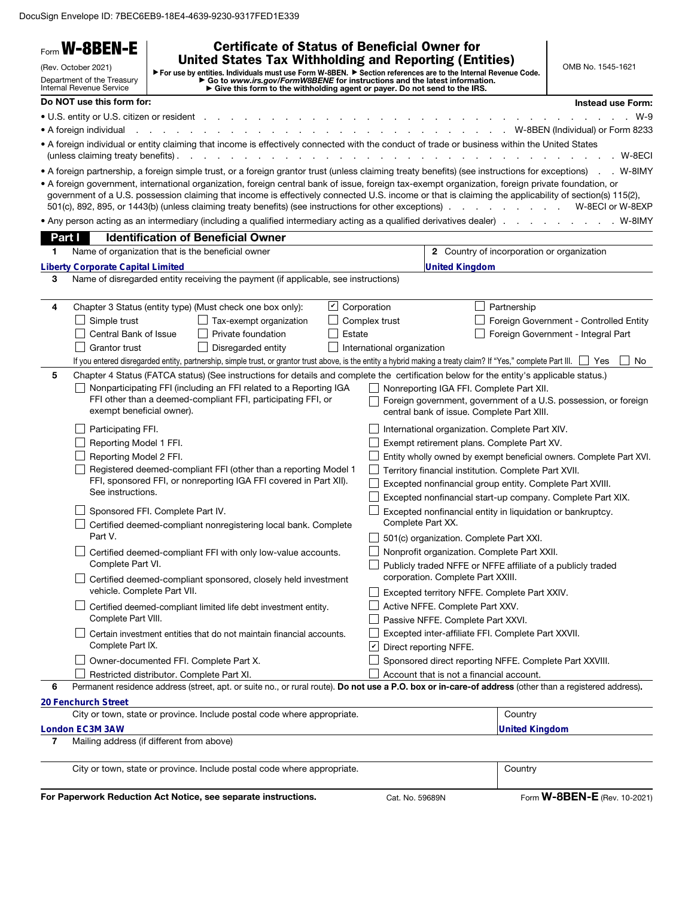DocuSign Envelope ID: 7BEC6EB9-18E4-4639-9230-9317FED1E339

Form **W-8BEN-E**

(Rev. October 2021)

Department of the Treasury
Internal Revenue Service

# Certificate of Status of Beneficial Owner for United States Tax Withholding and Reporting (Entities)

▶ For use by entities. Individuals must use Form W-8BEN. ▶ Section references are to the Internal Revenue Code.
▶ Go to *www.irs.gov/FormW8BENE* for instructions and the latest information.
▶ Give this form to the withholding agent or payer. Do not send to the IRS.

OMB No. 1545-1621

| **Do NOT use this form for:** | **Instead use Form:** |
|---|---|
| • U.S. entity or U.S. citizen or resident | W-9 |
| • A foreign individual | W-8BEN (Individual) or Form 8233 |
| • A foreign individual or entity claiming that income is effectively connected with the conduct of trade or business within the United States (unless claiming treaty benefits) | W-8ECI |
| • A foreign partnership, a foreign simple trust, or a foreign grantor trust (unless claiming treaty benefits) (see instructions for exceptions) | W-8IMY |
| • A foreign government, international organization, foreign central bank of issue, foreign tax-exempt organization, foreign private foundation, or government of a U.S. possession claiming that income is effectively connected U.S. income or that is claiming the applicability of section(s) 115(2), 501(c), 892, 895, or 1443(b) (unless claiming treaty benefits) (see instructions for other exceptions) | W-8ECI or W-8EXP |
| • Any person acting as an intermediary (including a qualified intermediary acting as a qualified derivatives dealer) | W-8IMY |

## Part I Identification of Beneficial Owner

**1** Name of organization that is the beneficial owner: **Liberty Corporate Capital Limited**

**2** Country of incorporation or organization: **United Kingdom**

**3** Name of disregarded entity receiving the payment (if applicable, see instructions):

**4** Chapter 3 Status (entity type) (Must check one box only):

- [x] Corporation
- [ ] Partnership
- [ ] Simple trust
- [ ] Tax-exempt organization
- [ ] Complex trust
- [ ] Foreign Government - Controlled Entity
- [ ] Central Bank of Issue
- [ ] Private foundation
- [ ] Estate
- [ ] Foreign Government - Integral Part
- [ ] Grantor trust
- [ ] Disregarded entity
- [ ] International organization

If you entered disregarded entity, partnership, simple trust, or grantor trust above, is the entity a hybrid making a treaty claim? If "Yes," complete Part III. [ ] Yes [ ] No

**5** Chapter 4 Status (FATCA status) (See instructions for details and complete the certification below for the entity's applicable status.)

- [ ] Nonparticipating FFI (including an FFI related to a Reporting IGA FFI other than a deemed-compliant FFI, participating FFI, or exempt beneficial owner).
- [ ] Participating FFI.
- [ ] Reporting Model 1 FFI.
- [ ] Reporting Model 2 FFI.
- [ ] Registered deemed-compliant FFI (other than a reporting Model 1 FFI, sponsored FFI, or nonreporting IGA FFI covered in Part XII). See instructions.
- [ ] Sponsored FFI. Complete Part IV.
- [ ] Certified deemed-compliant nonregistering local bank. Complete Part V.
- [ ] Certified deemed-compliant FFI with only low-value accounts. Complete Part VI.
- [ ] Certified deemed-compliant sponsored, closely held investment vehicle. Complete Part VII.
- [ ] Certified deemed-compliant limited life debt investment entity. Complete Part VIII.
- [ ] Certain investment entities that do not maintain financial accounts. Complete Part IX.
- [ ] Owner-documented FFI. Complete Part X.
- [ ] Restricted distributor. Complete Part XI.
- [ ] Nonreporting IGA FFI. Complete Part XII.
- [ ] Foreign government, government of a U.S. possession, or foreign central bank of issue. Complete Part XIII.
- [ ] International organization. Complete Part XIV.
- [ ] Exempt retirement plans. Complete Part XV.
- [ ] Entity wholly owned by exempt beneficial owners. Complete Part XVI.
- [ ] Territory financial institution. Complete Part XVII.
- [ ] Excepted nonfinancial group entity. Complete Part XVIII.
- [ ] Excepted nonfinancial start-up company. Complete Part XIX.
- [ ] Excepted nonfinancial entity in liquidation or bankruptcy. Complete Part XX.
- [ ] 501(c) organization. Complete Part XXI.
- [ ] Nonprofit organization. Complete Part XXII.
- [ ] Publicly traded NFFE or NFFE affiliate of a publicly traded corporation. Complete Part XXIII.
- [ ] Excepted territory NFFE. Complete Part XXIV.
- [ ] Active NFFE. Complete Part XXV.
- [ ] Passive NFFE. Complete Part XXVI.
- [ ] Excepted inter-affiliate FFI. Complete Part XXVII.
- [x] Direct reporting NFFE.
- [ ] Sponsored direct reporting NFFE. Complete Part XXVIII.
- [ ] Account that is not a financial account.

**6** Permanent residence address (street, apt. or suite no., or rural route). **Do not use a P.O. box or in-care-of address** (other than a registered address).

**20 Fenchurch Street**

City or town, state or province. Include postal code where appropriate: **London EC3M 3AW**

Country: **United Kingdom**

**7** Mailing address (if different from above)

City or town, state or province. Include postal code where appropriate.

Country

**For Paperwork Reduction Act Notice, see separate instructions.** Cat. No. 59689N Form **W-8BEN-E** (Rev. 10-2021)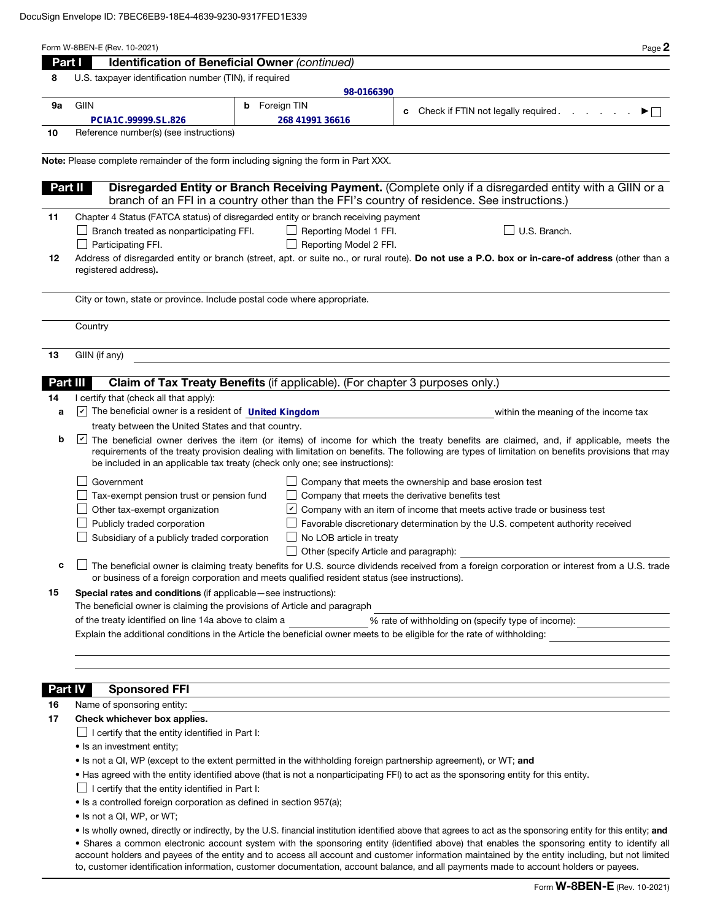Form W-8BEN-E (Rev. 10-2021)

## Part I Identification of Beneficial Owner *(continued)*

**8** U.S. taxpayer identification number (TIN), if required

98-0166390

**9a** GIIN: PCIA1C.99999.SL.826

**b** Foreign TIN: 268 41991 36616

**c** Check if FTIN not legally required . . . . . . ► ☐

**10** Reference number(s) (see instructions)

**Note:** Please complete remainder of the form including signing the form in Part XXX.

## Part II Disregarded Entity or Branch Receiving Payment.

(Complete only if a disregarded entity with a GIIN or a branch of an FFI in a country other than the FFI's country of residence. See instructions.)

**11** Chapter 4 Status (FATCA status) of disregarded entity or branch receiving payment

☐ Branch treated as nonparticipating FFI. ☐ Reporting Model 1 FFI. ☐ U.S. Branch.

☐ Participating FFI. ☐ Reporting Model 2 FFI.

**12** Address of disregarded entity or branch (street, apt. or suite no., or rural route). **Do not use a P.O. box or in-care-of address** (other than a registered address).

City or town, state or province. Include postal code where appropriate.

Country

**13** GIIN (if any)

## Part III Claim of Tax Treaty Benefits (if applicable). (For chapter 3 purposes only.)

**14** I certify that (check all that apply):

**a** ☑ The beneficial owner is a resident of **United Kingdom** within the meaning of the income tax treaty between the United States and that country.

**b** ☑ The beneficial owner derives the item (or items) of income for which the treaty benefits are claimed, and, if applicable, meets the requirements of the treaty provision dealing with limitation on benefits. The following are types of limitation on benefits provisions that may be included in an applicable tax treaty (check only one; see instructions):

☐ Government

☐ Tax-exempt pension trust or pension fund

☐ Other tax-exempt organization

☐ Publicly traded corporation

☐ Subsidiary of a publicly traded corporation

☐ Company that meets the ownership and base erosion test

☐ Company that meets the derivative benefits test

☑ Company with an item of income that meets active trade or business test

☐ Favorable discretionary determination by the U.S. competent authority received

☐ No LOB article in treaty

☐ Other (specify Article and paragraph):

**c** ☐ The beneficial owner is claiming treaty benefits for U.S. source dividends received from a foreign corporation or interest from a U.S. trade or business of a foreign corporation and meets qualified resident status (see instructions).

**15** **Special rates and conditions** (if applicable—see instructions):

The beneficial owner is claiming the provisions of Article and paragraph ______

of the treaty identified on line 14a above to claim a ______ % rate of withholding on (specify type of income): ______

Explain the additional conditions in the Article the beneficial owner meets to be eligible for the rate of withholding: ______

## Part IV Sponsored FFI

**16** Name of sponsoring entity:

**17** **Check whichever box applies.**

☐ I certify that the entity identified in Part I:

- Is an investment entity;
- Is not a QI, WP (except to the extent permitted in the withholding foreign partnership agreement), or WT; **and**
- Has agreed with the entity identified above (that is not a nonparticipating FFI) to act as the sponsoring entity for this entity.

☐ I certify that the entity identified in Part I:

- Is a controlled foreign corporation as defined in section 957(a);
- Is not a QI, WP, or WT;
- Is wholly owned, directly or indirectly, by the U.S. financial institution identified above that agrees to act as the sponsoring entity for this entity; **and**
- Shares a common electronic account system with the sponsoring entity (identified above) that enables the sponsoring entity to identify all account holders and payees of the entity and to access all account and customer information maintained by the entity including, but not limited to, customer identification information, customer documentation, account balance, and all payments made to account holders or payees.

Form **W-8BEN-E** (Rev. 10-2021)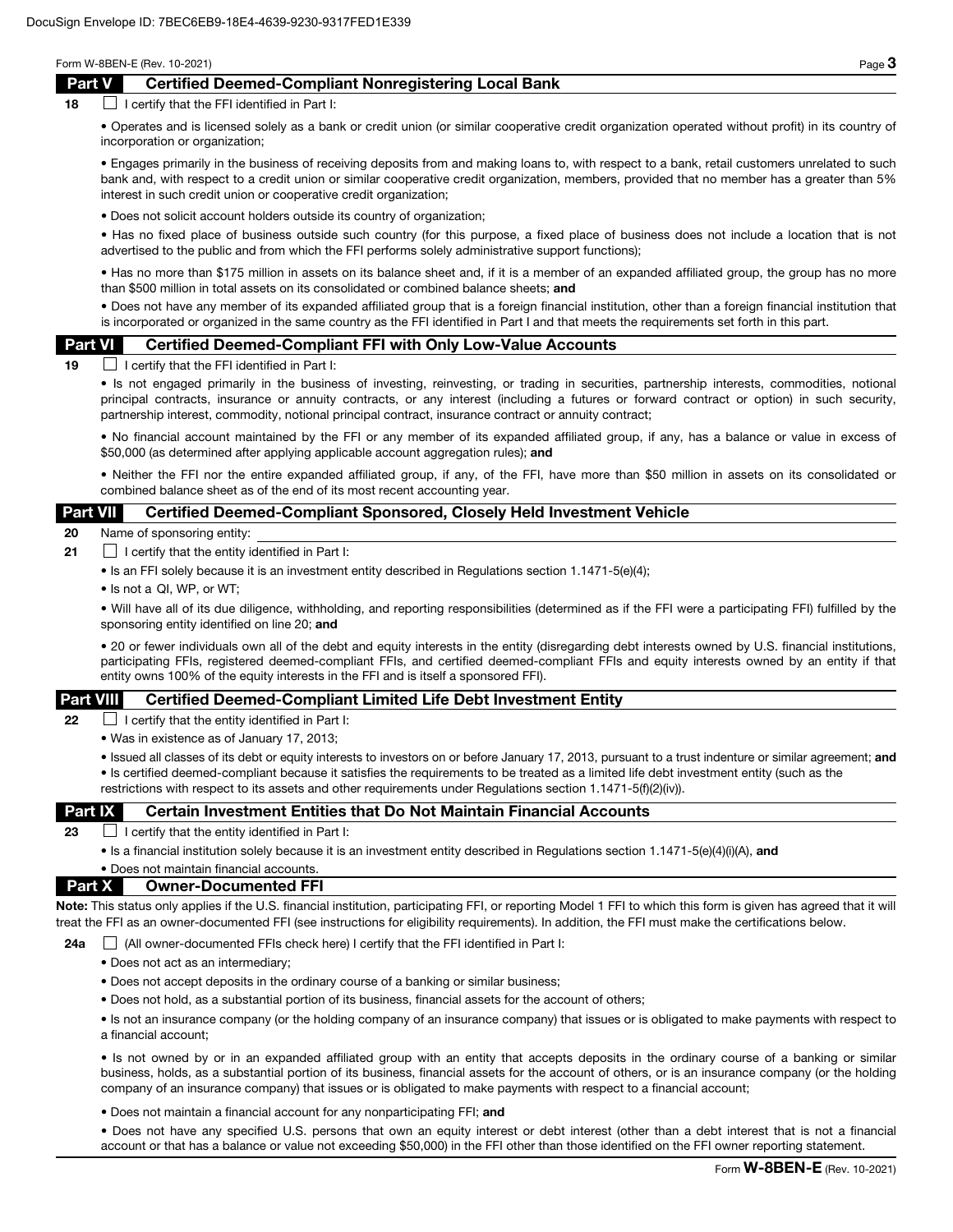## Part V Certified Deemed-Compliant Nonregistering Local Bank

**18** ☐ I certify that the FFI identified in Part I:

- Operates and is licensed solely as a bank or credit union (or similar cooperative credit organization operated without profit) in its country of incorporation or organization;
- Engages primarily in the business of receiving deposits from and making loans to, with respect to a bank, retail customers unrelated to such bank and, with respect to a credit union or similar cooperative credit organization, members, provided that no member has a greater than 5% interest in such credit union or cooperative credit organization;
- Does not solicit account holders outside its country of organization;
- Has no fixed place of business outside such country (for this purpose, a fixed place of business does not include a location that is not advertised to the public and from which the FFI performs solely administrative support functions);
- Has no more than $175 million in assets on its balance sheet and, if it is a member of an expanded affiliated group, the group has no more than $500 million in total assets on its consolidated or combined balance sheets; **and**
- Does not have any member of its expanded affiliated group that is a foreign financial institution, other than a foreign financial institution that is incorporated or organized in the same country as the FFI identified in Part I and that meets the requirements set forth in this part.

## Part VI Certified Deemed-Compliant FFI with Only Low-Value Accounts

**19** ☐ I certify that the FFI identified in Part I:

- Is not engaged primarily in the business of investing, reinvesting, or trading in securities, partnership interests, commodities, notional principal contracts, insurance or annuity contracts, or any interest (including a futures or forward contract or option) in such security, partnership interest, commodity, notional principal contract, insurance contract or annuity contract;
- No financial account maintained by the FFI or any member of its expanded affiliated group, if any, has a balance or value in excess of $50,000 (as determined after applying applicable account aggregation rules); **and**
- Neither the FFI nor the entire expanded affiliated group, if any, of the FFI, have more than $50 million in assets on its consolidated or combined balance sheet as of the end of its most recent accounting year.

## Part VII Certified Deemed-Compliant Sponsored, Closely Held Investment Vehicle

**20** Name of sponsoring entity:

**21** ☐ I certify that the entity identified in Part I:

- Is an FFI solely because it is an investment entity described in Regulations section 1.1471-5(e)(4);
- Is not a QI, WP, or WT;
- Will have all of its due diligence, withholding, and reporting responsibilities (determined as if the FFI were a participating FFI) fulfilled by the sponsoring entity identified on line 20; **and**
- 20 or fewer individuals own all of the debt and equity interests in the entity (disregarding debt interests owned by U.S. financial institutions, participating FFIs, registered deemed-compliant FFIs, and certified deemed-compliant FFIs and equity interests owned by an entity if that entity owns 100% of the equity interests in the FFI and is itself a sponsored FFI).

## Part VIII Certified Deemed-Compliant Limited Life Debt Investment Entity

**22** ☐ I certify that the entity identified in Part I:

- Was in existence as of January 17, 2013;
- Issued all classes of its debt or equity interests to investors on or before January 17, 2013, pursuant to a trust indenture or similar agreement; **and**
- Is certified deemed-compliant because it satisfies the requirements to be treated as a limited life debt investment entity (such as the restrictions with respect to its assets and other requirements under Regulations section 1.1471-5(f)(2)(iv)).

## Part IX Certain Investment Entities that Do Not Maintain Financial Accounts

**23** ☐ I certify that the entity identified in Part I:

- Is a financial institution solely because it is an investment entity described in Regulations section 1.1471-5(e)(4)(i)(A), **and**
- Does not maintain financial accounts.

## Part X Owner-Documented FFI

**Note:** This status only applies if the U.S. financial institution, participating FFI, or reporting Model 1 FFI to which this form is given has agreed that it will treat the FFI as an owner-documented FFI (see instructions for eligibility requirements). In addition, the FFI must make the certifications below.

**24a** ☐ (All owner-documented FFIs check here) I certify that the FFI identified in Part I:

- Does not act as an intermediary;
- Does not accept deposits in the ordinary course of a banking or similar business;
- Does not hold, as a substantial portion of its business, financial assets for the account of others;
- Is not an insurance company (or the holding company of an insurance company) that issues or is obligated to make payments with respect to a financial account;
- Is not owned by or in an expanded affiliated group with an entity that accepts deposits in the ordinary course of a banking or similar business, holds, as a substantial portion of its business, financial assets for the account of others, or is an insurance company (or the holding company of an insurance company) that issues or is obligated to make payments with respect to a financial account;
- Does not maintain a financial account for any nonparticipating FFI; **and**
- Does not have any specified U.S. persons that own an equity interest or debt interest (other than a debt interest that is not a financial account or that has a balance or value not exceeding $50,000) in the FFI other than those identified on the FFI owner reporting statement.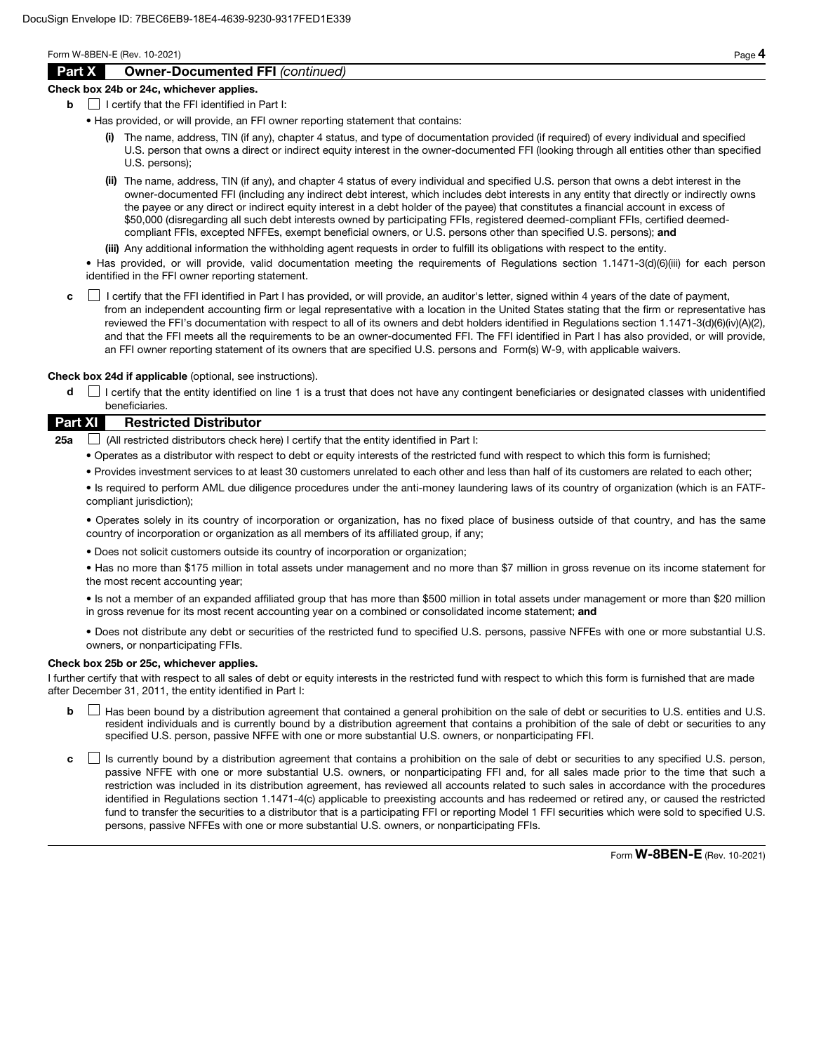## Part X Owner-Documented FFI *(continued)*

**Check box 24b or 24c, whichever applies.**

**b** ☐ I certify that the FFI identified in Part I:

- Has provided, or will provide, an FFI owner reporting statement that contains:
  - **(i)** The name, address, TIN (if any), chapter 4 status, and type of documentation provided (if required) of every individual and specified U.S. person that owns a direct or indirect equity interest in the owner-documented FFI (looking through all entities other than specified U.S. persons);
  - **(ii)** The name, address, TIN (if any), and chapter 4 status of every individual and specified U.S. person that owns a debt interest in the owner-documented FFI (including any indirect debt interest, which includes debt interests in any entity that directly or indirectly owns the payee or any direct or indirect equity interest in a debt holder of the payee) that constitutes a financial account in excess of $50,000 (disregarding all such debt interests owned by participating FFIs, registered deemed-compliant FFIs, certified deemed-compliant FFIs, excepted NFFEs, exempt beneficial owners, or U.S. persons other than specified U.S. persons); **and**
  - **(iii)** Any additional information the withholding agent requests in order to fulfill its obligations with respect to the entity.
- Has provided, or will provide, valid documentation meeting the requirements of Regulations section 1.1471-3(d)(6)(iii) for each person identified in the FFI owner reporting statement.

**c** ☐ I certify that the FFI identified in Part I has provided, or will provide, an auditor's letter, signed within 4 years of the date of payment, from an independent accounting firm or legal representative with a location in the United States stating that the firm or representative has reviewed the FFI's documentation with respect to all of its owners and debt holders identified in Regulations section 1.1471-3(d)(6)(iv)(A)(2), and that the FFI meets all the requirements to be an owner-documented FFI. The FFI identified in Part I has also provided, or will provide, an FFI owner reporting statement of its owners that are specified U.S. persons and Form(s) W-9, with applicable waivers.

**Check box 24d if applicable** (optional, see instructions).

**d** ☐ I certify that the entity identified on line 1 is a trust that does not have any contingent beneficiaries or designated classes with unidentified beneficiaries.

## Part XI Restricted Distributor

**25a** ☐ (All restricted distributors check here) I certify that the entity identified in Part I:

- Operates as a distributor with respect to debt or equity interests of the restricted fund with respect to which this form is furnished;
- Provides investment services to at least 30 customers unrelated to each other and less than half of its customers are related to each other;
- Is required to perform AML due diligence procedures under the anti-money laundering laws of its country of organization (which is an FATF-compliant jurisdiction);
- Operates solely in its country of incorporation or organization, has no fixed place of business outside of that country, and has the same country of incorporation or organization as all members of its affiliated group, if any;
- Does not solicit customers outside its country of incorporation or organization;
- Has no more than $175 million in total assets under management and no more than $7 million in gross revenue on its income statement for the most recent accounting year;
- Is not a member of an expanded affiliated group that has more than $500 million in total assets under management or more than $20 million in gross revenue for its most recent accounting year on a combined or consolidated income statement; **and**
- Does not distribute any debt or securities of the restricted fund to specified U.S. persons, passive NFFEs with one or more substantial U.S. owners, or nonparticipating FFIs.

**Check box 25b or 25c, whichever applies.**

I further certify that with respect to all sales of debt or equity interests in the restricted fund with respect to which this form is furnished that are made after December 31, 2011, the entity identified in Part I:

**b** ☐ Has been bound by a distribution agreement that contained a general prohibition on the sale of debt or securities to U.S. entities and U.S. resident individuals and is currently bound by a distribution agreement that contains a prohibition of the sale of debt or securities to any specified U.S. person, passive NFFE with one or more substantial U.S. owners, or nonparticipating FFI.

**c** ☐ Is currently bound by a distribution agreement that contains a prohibition on the sale of debt or securities to any specified U.S. person, passive NFFE with one or more substantial U.S. owners, or nonparticipating FFI and, for all sales made prior to the time that such a restriction was included in its distribution agreement, has reviewed all accounts related to such sales in accordance with the procedures identified in Regulations section 1.1471-4(c) applicable to preexisting accounts and has redeemed or retired any, or caused the restricted fund to transfer the securities to a distributor that is a participating FFI or reporting Model 1 FFI securities which were sold to specified U.S. persons, passive NFFEs with one or more substantial U.S. owners, or nonparticipating FFIs.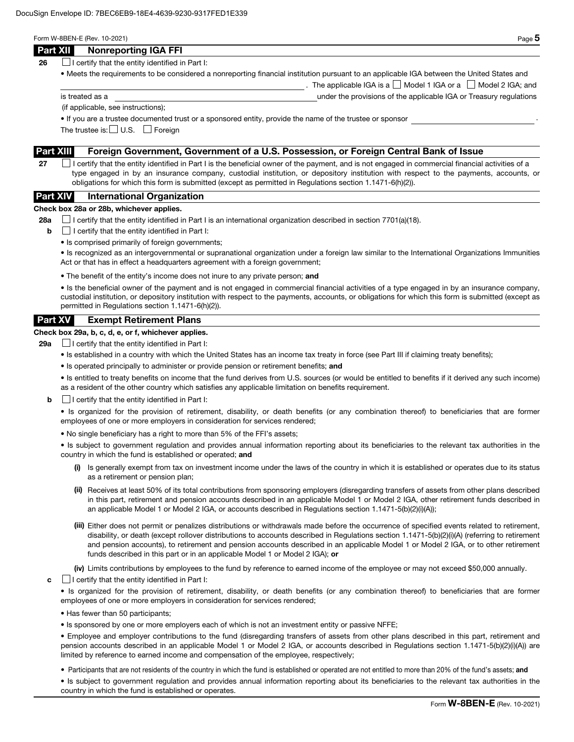## Part XII Nonreporting IGA FFI

**26** ☐ I certify that the entity identified in Part I:

- Meets the requirements to be considered a nonreporting financial institution pursuant to an applicable IGA between the United States and \_\_\_\_\_\_\_\_\_\_\_\_\_\_\_\_\_\_\_\_\_\_\_\_\_\_\_\_\_\_\_\_\_\_\_\_\_\_\_\_ . The applicable IGA is a ☐ Model 1 IGA or a ☐ Model 2 IGA; and is treated as a \_\_\_\_\_\_\_\_\_\_\_\_\_\_\_\_\_\_\_\_\_\_\_\_\_\_\_\_\_\_\_\_\_\_\_\_\_\_\_\_ under the provisions of the applicable IGA or Treasury regulations (if applicable, see instructions);
- If you are a trustee documented trust or a sponsored entity, provide the name of the trustee or sponsor \_\_\_\_\_\_\_\_\_\_\_\_\_\_\_\_\_\_\_\_\_\_\_\_ .

The trustee is: ☐ U.S. ☐ Foreign

## Part XIII Foreign Government, Government of a U.S. Possession, or Foreign Central Bank of Issue

**27** ☐ I certify that the entity identified in Part I is the beneficial owner of the payment, and is not engaged in commercial financial activities of a type engaged in by an insurance company, custodial institution, or depository institution with respect to the payments, accounts, or obligations for which this form is submitted (except as permitted in Regulations section 1.1471-6(h)(2)).

## Part XIV International Organization

**Check box 28a or 28b, whichever applies.**

**28a** ☐ I certify that the entity identified in Part I is an international organization described in section 7701(a)(18).

**b** ☐ I certify that the entity identified in Part I:

- Is comprised primarily of foreign governments;
- Is recognized as an intergovernmental or supranational organization under a foreign law similar to the International Organizations Immunities Act or that has in effect a headquarters agreement with a foreign government;
- The benefit of the entity's income does not inure to any private person; **and**
- Is the beneficial owner of the payment and is not engaged in commercial financial activities of a type engaged in by an insurance company, custodial institution, or depository institution with respect to the payments, accounts, or obligations for which this form is submitted (except as permitted in Regulations section 1.1471-6(h)(2)).

## Part XV Exempt Retirement Plans

**Check box 29a, b, c, d, e, or f, whichever applies.**

**29a** ☐ I certify that the entity identified in Part I:

- Is established in a country with which the United States has an income tax treaty in force (see Part III if claiming treaty benefits);
- Is operated principally to administer or provide pension or retirement benefits; **and**
- Is entitled to treaty benefits on income that the fund derives from U.S. sources (or would be entitled to benefits if it derived any such income) as a resident of the other country which satisfies any applicable limitation on benefits requirement.

**b** ☐ I certify that the entity identified in Part I:

- Is organized for the provision of retirement, disability, or death benefits (or any combination thereof) to beneficiaries that are former employees of one or more employers in consideration for services rendered;
- No single beneficiary has a right to more than 5% of the FFI's assets;
- Is subject to government regulation and provides annual information reporting about its beneficiaries to the relevant tax authorities in the country in which the fund is established or operated; **and**

  **(i)** Is generally exempt from tax on investment income under the laws of the country in which it is established or operates due to its status as a retirement or pension plan;

  **(ii)** Receives at least 50% of its total contributions from sponsoring employers (disregarding transfers of assets from other plans described in this part, retirement and pension accounts described in an applicable Model 1 or Model 2 IGA, other retirement funds described in an applicable Model 1 or Model 2 IGA, or accounts described in Regulations section 1.1471-5(b)(2)(i)(A));

  **(iii)** Either does not permit or penalizes distributions or withdrawals made before the occurrence of specified events related to retirement, disability, or death (except rollover distributions to accounts described in Regulations section 1.1471-5(b)(2)(i)(A) (referring to retirement and pension accounts), to retirement and pension accounts described in an applicable Model 1 or Model 2 IGA, or to other retirement funds described in this part or in an applicable Model 1 or Model 2 IGA); **or**

  **(iv)** Limits contributions by employees to the fund by reference to earned income of the employee or may not exceed $50,000 annually.

**c** ☐ I certify that the entity identified in Part I:

- Is organized for the provision of retirement, disability, or death benefits (or any combination thereof) to beneficiaries that are former employees of one or more employers in consideration for services rendered;
- Has fewer than 50 participants;
- Is sponsored by one or more employers each of which is not an investment entity or passive NFFE;
- Employee and employer contributions to the fund (disregarding transfers of assets from other plans described in this part, retirement and pension accounts described in an applicable Model 1 or Model 2 IGA, or accounts described in Regulations section 1.1471-5(b)(2)(i)(A)) are limited by reference to earned income and compensation of the employee, respectively;
- Participants that are not residents of the country in which the fund is established or operated are not entitled to more than 20% of the fund's assets; **and**
- Is subject to government regulation and provides annual information reporting about its beneficiaries to the relevant tax authorities in the country in which the fund is established or operates.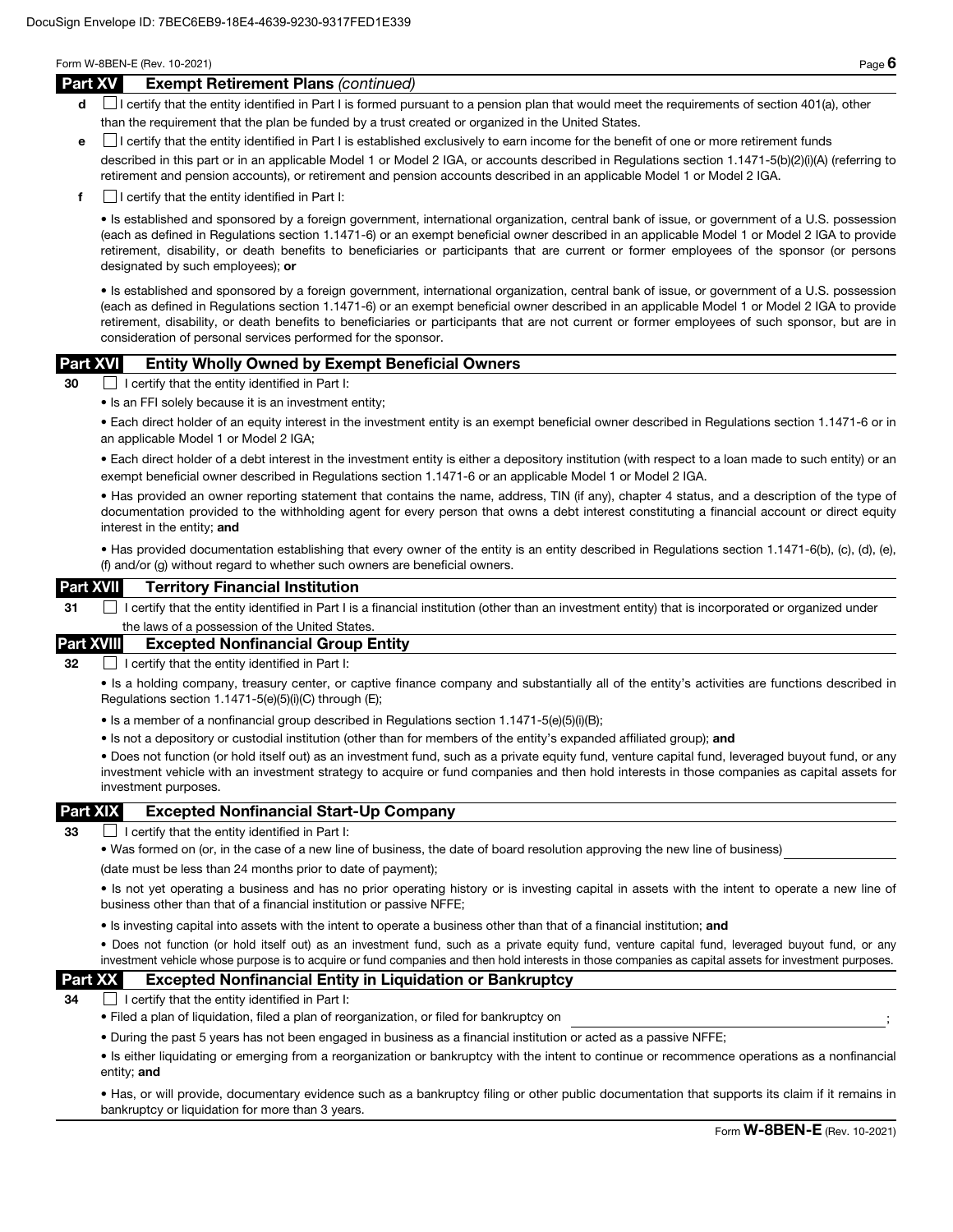DocuSign Envelope ID: 7BEC6EB9-18E4-4639-9230-9317FED1E339

## Part XV Exempt Retirement Plans *(continued)*

**d** ☐ I certify that the entity identified in Part I is formed pursuant to a pension plan that would meet the requirements of section 401(a), other than the requirement that the plan be funded by a trust created or organized in the United States.

**e** ☐ I certify that the entity identified in Part I is established exclusively to earn income for the benefit of one or more retirement funds described in this part or in an applicable Model 1 or Model 2 IGA, or accounts described in Regulations section 1.1471-5(b)(2)(i)(A) (referring to retirement and pension accounts), or retirement and pension accounts described in an applicable Model 1 or Model 2 IGA.

**f** ☐ I certify that the entity identified in Part I:

- Is established and sponsored by a foreign government, international organization, central bank of issue, or government of a U.S. possession (each as defined in Regulations section 1.1471-6) or an exempt beneficial owner described in an applicable Model 1 or Model 2 IGA to provide retirement, disability, or death benefits to beneficiaries or participants that are current or former employees of the sponsor (or persons designated by such employees); **or**

- Is established and sponsored by a foreign government, international organization, central bank of issue, or government of a U.S. possession (each as defined in Regulations section 1.1471-6) or an exempt beneficial owner described in an applicable Model 1 or Model 2 IGA to provide retirement, disability, or death benefits to beneficiaries or participants that are not current or former employees of such sponsor, but are in consideration of personal services performed for the sponsor.

## Part XVI Entity Wholly Owned by Exempt Beneficial Owners

**30** ☐ I certify that the entity identified in Part I:

- Is an FFI solely because it is an investment entity;
- Each direct holder of an equity interest in the investment entity is an exempt beneficial owner described in Regulations section 1.1471-6 or in an applicable Model 1 or Model 2 IGA;
- Each direct holder of a debt interest in the investment entity is either a depository institution (with respect to a loan made to such entity) or an exempt beneficial owner described in Regulations section 1.1471-6 or an applicable Model 1 or Model 2 IGA.
- Has provided an owner reporting statement that contains the name, address, TIN (if any), chapter 4 status, and a description of the type of documentation provided to the withholding agent for every person that owns a debt interest constituting a financial account or direct equity interest in the entity; **and**
- Has provided documentation establishing that every owner of the entity is an entity described in Regulations section 1.1471-6(b), (c), (d), (e), (f) and/or (g) without regard to whether such owners are beneficial owners.

## Part XVII Territory Financial Institution

**31** ☐ I certify that the entity identified in Part I is a financial institution (other than an investment entity) that is incorporated or organized under the laws of a possession of the United States.

## Part XVIII Excepted Nonfinancial Group Entity

**32** ☐ I certify that the entity identified in Part I:

- Is a holding company, treasury center, or captive finance company and substantially all of the entity's activities are functions described in Regulations section 1.1471-5(e)(5)(i)(C) through (E);
- Is a member of a nonfinancial group described in Regulations section 1.1471-5(e)(5)(i)(B);
- Is not a depository or custodial institution (other than for members of the entity's expanded affiliated group); **and**
- Does not function (or hold itself out) as an investment fund, such as a private equity fund, venture capital fund, leveraged buyout fund, or any investment vehicle with an investment strategy to acquire or fund companies and then hold interests in those companies as capital assets for investment purposes.

## Part XIX Excepted Nonfinancial Start-Up Company

**33** ☐ I certify that the entity identified in Part I:

- Was formed on (or, in the case of a new line of business, the date of board resolution approving the new line of business) \_\_\_\_\_\_\_\_\_\_\_\_
(date must be less than 24 months prior to date of payment);
- Is not yet operating a business and has no prior operating history or is investing capital in assets with the intent to operate a new line of business other than that of a financial institution or passive NFFE;
- Is investing capital into assets with the intent to operate a business other than that of a financial institution; **and**
- Does not function (or hold itself out) as an investment fund, such as a private equity fund, venture capital fund, leveraged buyout fund, or any investment vehicle whose purpose is to acquire or fund companies and then hold interests in those companies as capital assets for investment purposes.

## Part XX Excepted Nonfinancial Entity in Liquidation or Bankruptcy

**34** ☐ I certify that the entity identified in Part I:

- Filed a plan of liquidation, filed a plan of reorganization, or filed for bankruptcy on \_\_\_\_\_\_\_\_\_\_\_\_;
- During the past 5 years has not been engaged in business as a financial institution or acted as a passive NFFE;
- Is either liquidating or emerging from a reorganization or bankruptcy with the intent to continue or recommence operations as a nonfinancial entity; **and**
- Has, or will provide, documentary evidence such as a bankruptcy filing or other public documentation that supports its claim if it remains in bankruptcy or liquidation for more than 3 years.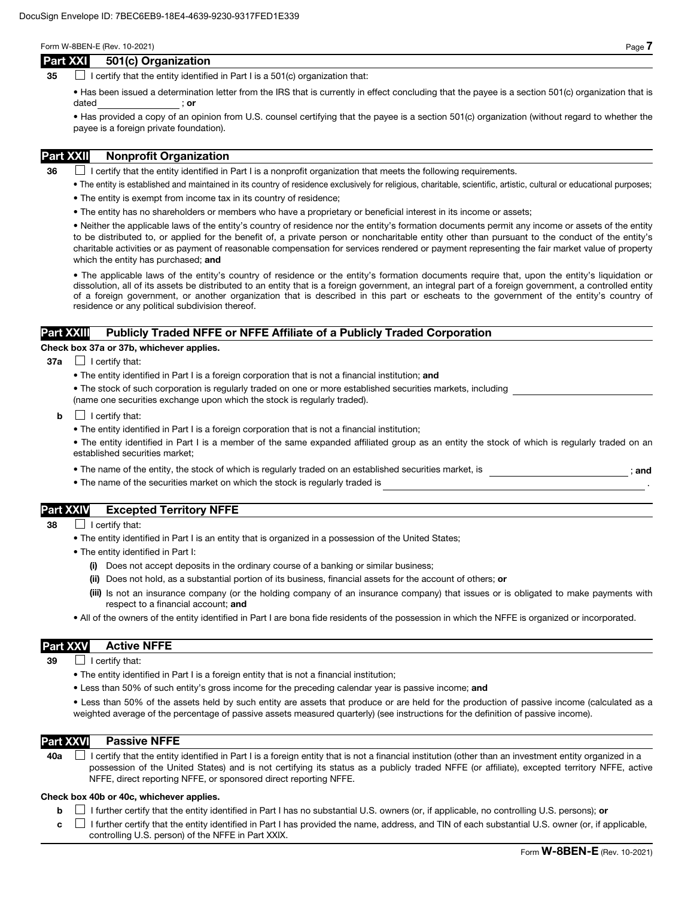## Part XXI 501(c) Organization

**35** ☐ I certify that the entity identified in Part I is a 501(c) organization that:

- Has been issued a determination letter from the IRS that is currently in effect concluding that the payee is a section 501(c) organization that is dated ________________; **or**
- Has provided a copy of an opinion from U.S. counsel certifying that the payee is a section 501(c) organization (without regard to whether the payee is a foreign private foundation).

## Part XXII Nonprofit Organization

**36** ☐ I certify that the entity identified in Part I is a nonprofit organization that meets the following requirements.

- The entity is established and maintained in its country of residence exclusively for religious, charitable, scientific, artistic, cultural or educational purposes;
- The entity is exempt from income tax in its country of residence;
- The entity has no shareholders or members who have a proprietary or beneficial interest in its income or assets;
- Neither the applicable laws of the entity's country of residence nor the entity's formation documents permit any income or assets of the entity to be distributed to, or applied for the benefit of, a private person or noncharitable entity other than pursuant to the conduct of the entity's charitable activities or as payment of reasonable compensation for services rendered or payment representing the fair market value of property which the entity has purchased; **and**
- The applicable laws of the entity's country of residence or the entity's formation documents require that, upon the entity's liquidation or dissolution, all of its assets be distributed to an entity that is a foreign government, an integral part of a foreign government, a controlled entity of a foreign government, or another organization that is described in this part or escheats to the government of the entity's country of residence or any political subdivision thereof.

## Part XXIII Publicly Traded NFFE or NFFE Affiliate of a Publicly Traded Corporation

**Check box 37a or 37b, whichever applies.**

**37a** ☐ I certify that:

- The entity identified in Part I is a foreign corporation that is not a financial institution; **and**
- The stock of such corporation is regularly traded on one or more established securities markets, including ________________ (name one securities exchange upon which the stock is regularly traded).

**b** ☐ I certify that:

- The entity identified in Part I is a foreign corporation that is not a financial institution;
- The entity identified in Part I is a member of the same expanded affiliated group as an entity the stock of which is regularly traded on an established securities market;
- The name of the entity, the stock of which is regularly traded on an established securities market, is ________________; **and**
- The name of the securities market on which the stock is regularly traded is ________________.

## Part XXIV Excepted Territory NFFE

**38** ☐ I certify that:

- The entity identified in Part I is an entity that is organized in a possession of the United States;
- The entity identified in Part I:
  - **(i)** Does not accept deposits in the ordinary course of a banking or similar business;
  - **(ii)** Does not hold, as a substantial portion of its business, financial assets for the account of others; **or**
  - **(iii)** Is not an insurance company (or the holding company of an insurance company) that issues or is obligated to make payments with respect to a financial account; **and**
- All of the owners of the entity identified in Part I are bona fide residents of the possession in which the NFFE is organized or incorporated.

## Part XXV Active NFFE

**39** ☐ I certify that:

- The entity identified in Part I is a foreign entity that is not a financial institution;
- Less than 50% of such entity's gross income for the preceding calendar year is passive income; **and**
- Less than 50% of the assets held by such entity are assets that produce or are held for the production of passive income (calculated as a weighted average of the percentage of passive assets measured quarterly) (see instructions for the definition of passive income).

## Part XXVI Passive NFFE

**40a** ☐ I certify that the entity identified in Part I is a foreign entity that is not a financial institution (other than an investment entity organized in a possession of the United States) and is not certifying its status as a publicly traded NFFE (or affiliate), excepted territory NFFE, active NFFE, direct reporting NFFE, or sponsored direct reporting NFFE.

**Check box 40b or 40c, whichever applies.**

**b** ☐ I further certify that the entity identified in Part I has no substantial U.S. owners (or, if applicable, no controlling U.S. persons); **or**

**c** ☐ I further certify that the entity identified in Part I has provided the name, address, and TIN of each substantial U.S. owner (or, if applicable, controlling U.S. person) of the NFFE in Part XXIX.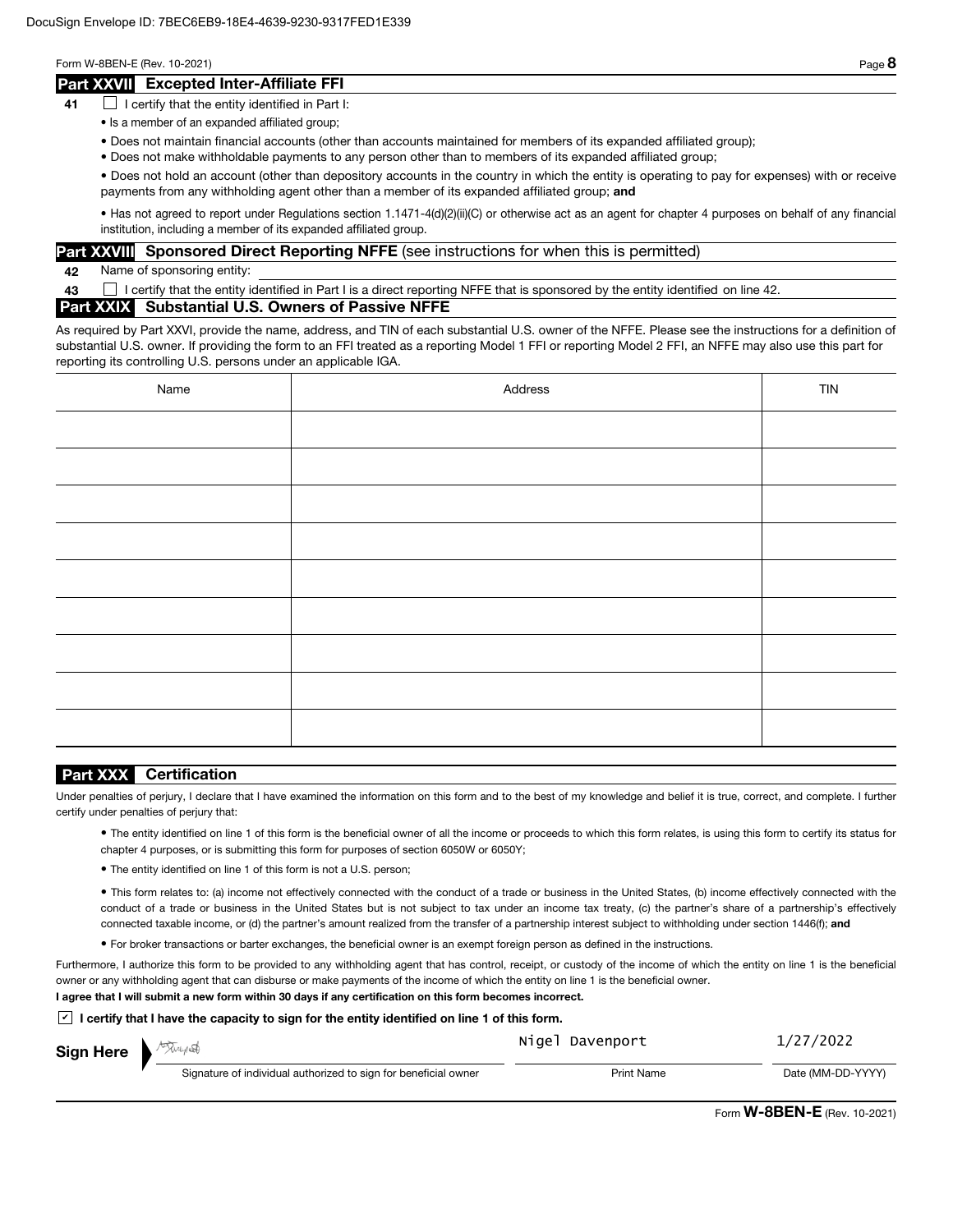DocuSign Envelope ID: 7BEC6EB9-18E4-4639-9230-9317FED1E339

## Part XXVII Excepted Inter-Affiliate FFI

**41** ☐ I certify that the entity identified in Part I:

- Is a member of an expanded affiliated group;
- Does not maintain financial accounts (other than accounts maintained for members of its expanded affiliated group);
- Does not make withholdable payments to any person other than to members of its expanded affiliated group;
- Does not hold an account (other than depository accounts in the country in which the entity is operating to pay for expenses) with or receive payments from any withholding agent other than a member of its expanded affiliated group; **and**
- Has not agreed to report under Regulations section 1.1471-4(d)(2)(ii)(C) or otherwise act as an agent for chapter 4 purposes on behalf of any financial institution, including a member of its expanded affiliated group.

## Part XXVIII Sponsored Direct Reporting NFFE (see instructions for when this is permitted)

**42** Name of sponsoring entity:

**43** ☐ I certify that the entity identified in Part I is a direct reporting NFFE that is sponsored by the entity identified on line 42.

## Part XXIX Substantial U.S. Owners of Passive NFFE

As required by Part XXVI, provide the name, address, and TIN of each substantial U.S. owner of the NFFE. Please see the instructions for a definition of substantial U.S. owner. If providing the form to an FFI treated as a reporting Model 1 FFI or reporting Model 2 FFI, an NFFE may also use this part for reporting its controlling U.S. persons under an applicable IGA.

| Name | Address | TIN |
|---|---|---|
| | | |
| | | |
| | | |
| | | |
| | | |
| | | |
| | | |
| | | |
| | | |

## Part XXX Certification

Under penalties of perjury, I declare that I have examined the information on this form and to the best of my knowledge and belief it is true, correct, and complete. I further certify under penalties of perjury that:

- The entity identified on line 1 of this form is the beneficial owner of all the income or proceeds to which this form relates, is using this form to certify its status for chapter 4 purposes, or is submitting this form for purposes of section 6050W or 6050Y;
- The entity identified on line 1 of this form is not a U.S. person;
- This form relates to: (a) income not effectively connected with the conduct of a trade or business in the United States, (b) income effectively connected with the conduct of a trade or business in the United States but is not subject to tax under an income tax treaty, (c) the partner's share of a partnership's effectively connected taxable income, or (d) the partner's amount realized from the transfer of a partnership interest subject to withholding under section 1446(f); **and**
- For broker transactions or barter exchanges, the beneficial owner is an exempt foreign person as defined in the instructions.

Furthermore, I authorize this form to be provided to any withholding agent that has control, receipt, or custody of the income of which the entity on line 1 is the beneficial owner or any withholding agent that can disburse or make payments of the income of which the entity on line 1 is the beneficial owner.

**I agree that I will submit a new form within 30 days if any certification on this form becomes incorrect.**

☑ **I certify that I have the capacity to sign for the entity identified on line 1 of this form.**

**Sign Here** [signature]

| Signature of individual authorized to sign for beneficial owner | Print Name | Date (MM-DD-YYYY) |
|---|---|---|
| [signature] | Nigel Davenport | 1/27/2022 |

Form **W-8BEN-E** (Rev. 10-2021)